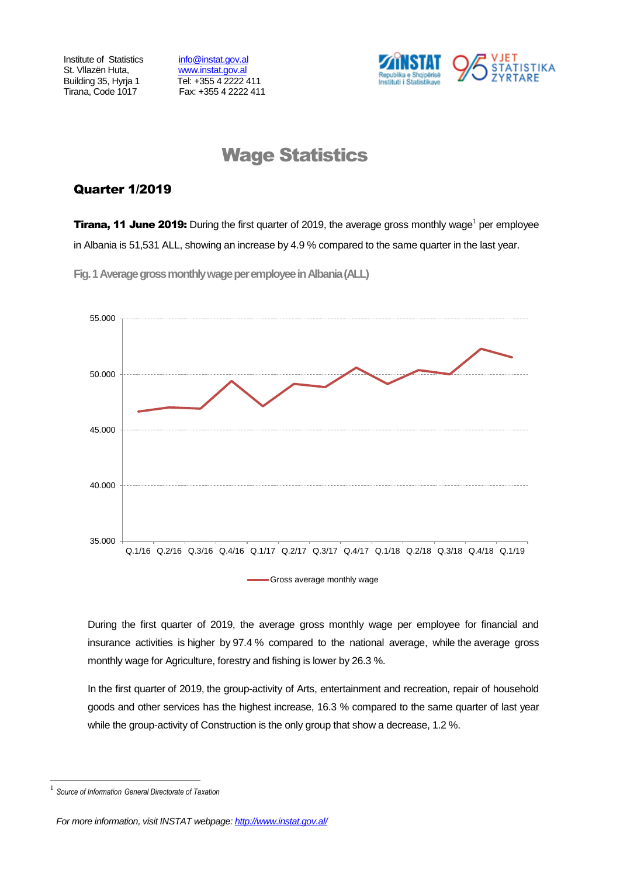Institute of Statistics
St. Vllazën Huta,
Building 35, Hyrja 1
Tirana, Code 1017

info@instat.gov.al
www.instat.gov.al
Tel: +355 4 2222 411
Fax: +355 4 2222 411

# Wage Statistics

## Quarter 1/2019

**Tirana, 11 June 2019:** During the first quarter of 2019, the average gross monthly wage[1] per employee in Albania is 51,531 ALL, showing an increase by 4.9 % compared to the same quarter in the last year.

**Fig. 1 Average gross monthly wage per employee in Albania (ALL)**

During the first quarter of 2019, the average gross monthly wage per employee for financial and insurance activities is higher by 97.4 % compared to the national average, while the average gross monthly wage for Agriculture, forestry and fishing is lower by 26.3 %.

In the first quarter of 2019, the group-activity of Arts, entertainment and recreation, repair of household goods and other services has the highest increase, 16.3 % compared to the same quarter of last year while the group-activity of Construction is the only group that show a decrease, 1.2 %.

[1] *Source of Information General Directorate of Taxation*

*For more information, visit INSTAT webpage: http://www.instat.gov.al/*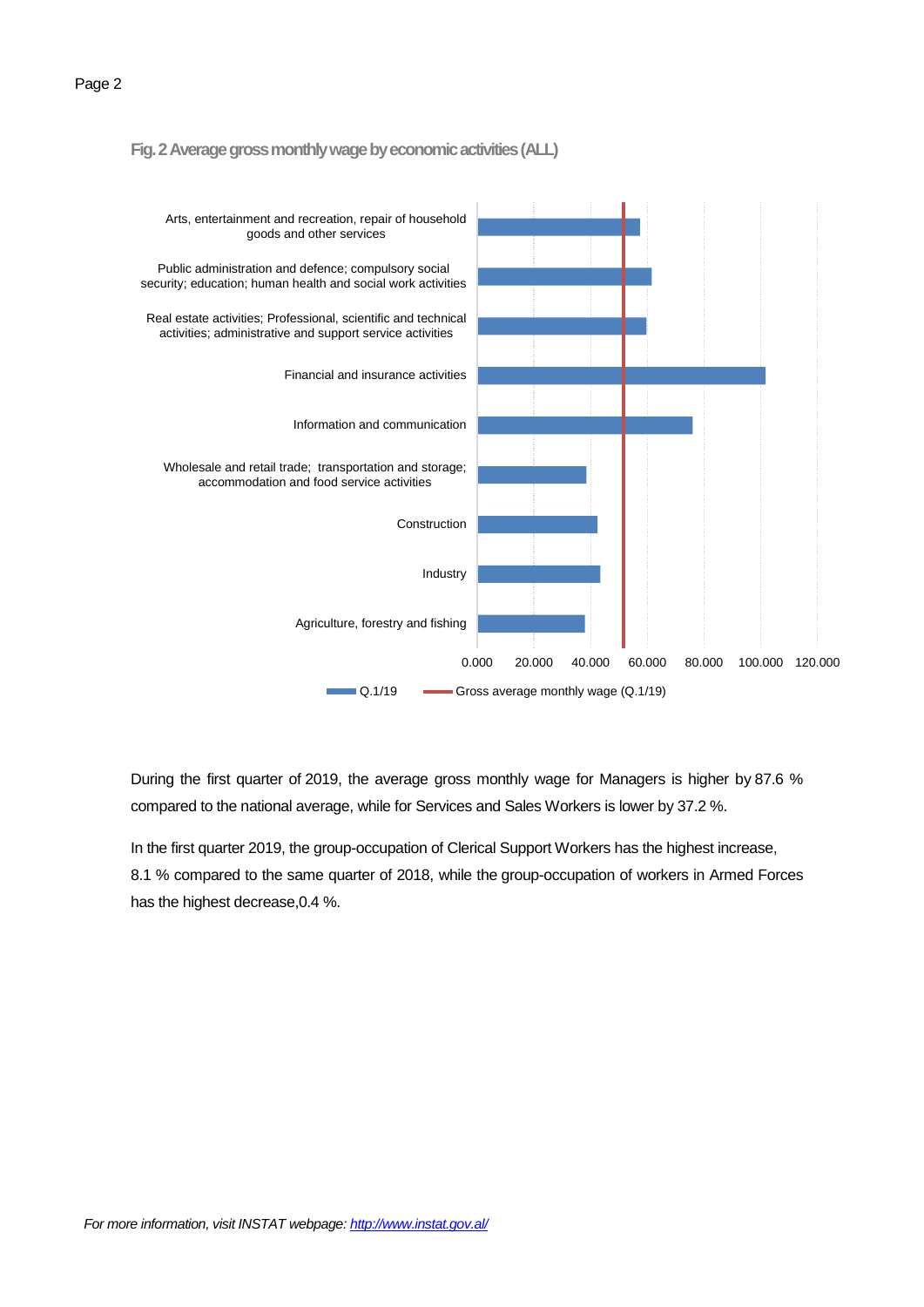**Fig. 2 Average gross monthly wage by economic activities (ALL)**

During the first quarter of 2019, the average gross monthly wage for Managers is higher by 87.6 % compared to the national average, while for Services and Sales Workers is lower by 37.2 %.

In the first quarter 2019, the group-occupation of Clerical Support Workers has the highest increase, 8.1 % compared to the same quarter of 2018, while the group-occupation of workers in Armed Forces has the highest decrease,0.4 %.

*For more information, visit INSTAT webpage: [http://www.instat.gov.al/](http://www.instat.gov.al/)*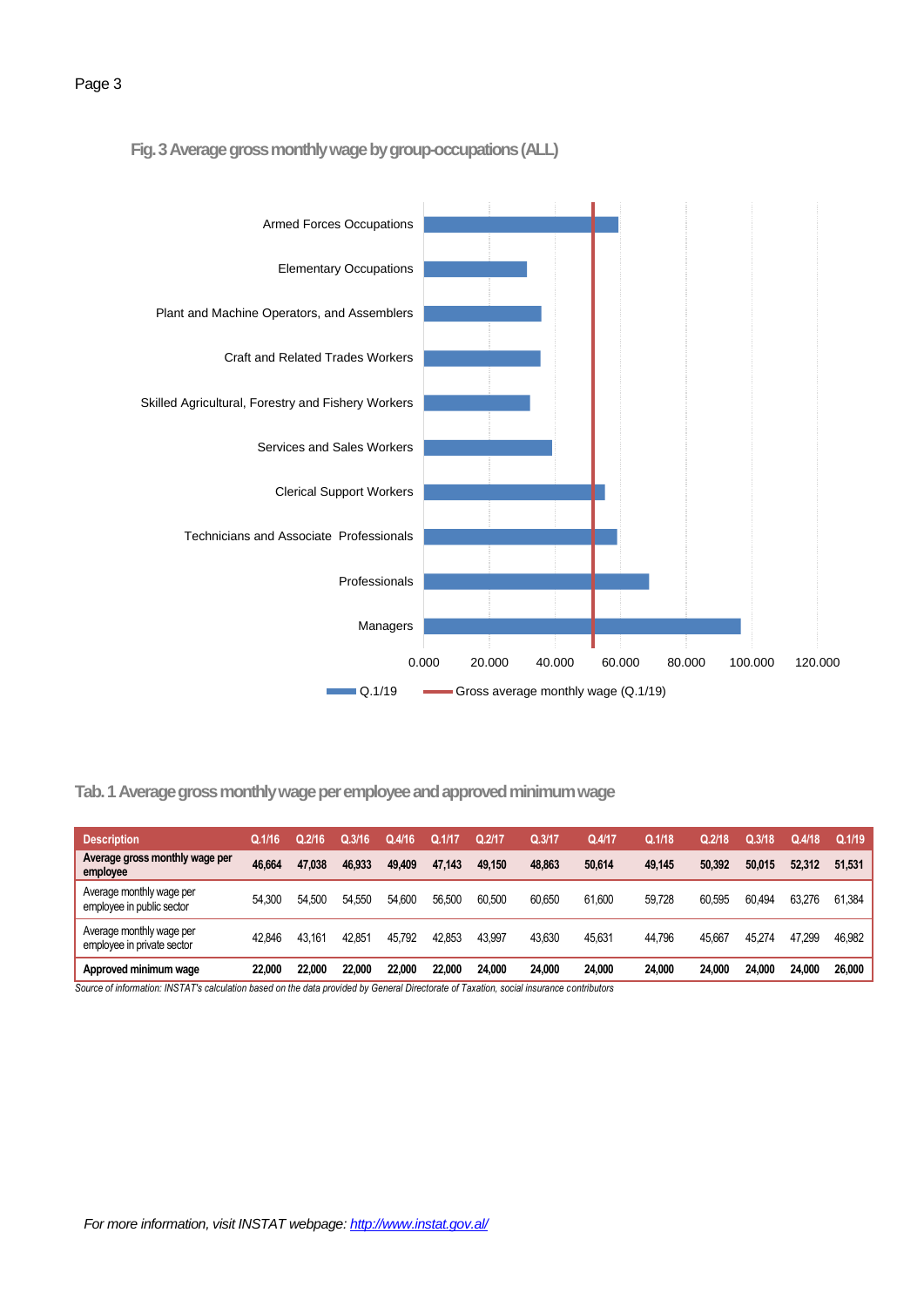**Fig. 3 Average gross monthly wage by group-occupations (ALL)**

**Tab. 1 Average gross monthly wage per employee and approved minimum wage**

| Description | Q.1/16 | Q.2/16 | Q.3/16 | Q.4/16 | Q.1/17 | Q.2/17 | Q.3/17 | Q.4/17 | Q.1/18 | Q.2/18 | Q.3/18 | Q.4/18 | Q.1/19 |
|---|---|---|---|---|---|---|---|---|---|---|---|---|---|
| **Average gross monthly wage per employee** | **46,664** | **47,038** | **46,933** | **49,409** | **47,143** | **49,150** | **48,863** | **50,614** | **49,145** | **50,392** | **50,015** | **52,312** | **51,531** |
| Average monthly wage per employee in public sector | 54,300 | 54,500 | 54,550 | 54,600 | 56,500 | 60,500 | 60,650 | 61,600 | 59,728 | 60,595 | 60,494 | 63,276 | 61,384 |
| Average monthly wage per employee in private sector | 42,846 | 43,161 | 42,851 | 45,792 | 42,853 | 43,997 | 43,630 | 45,631 | 44,796 | 45,667 | 45,274 | 47,299 | 46,982 |
| **Approved minimum wage** | **22,000** | **22,000** | **22,000** | **22,000** | **22,000** | **24,000** | **24,000** | **24,000** | **24,000** | **24,000** | **24,000** | **24,000** | **26,000** |

*Source of information: INSTAT's calculation based on the data provided by General Directorate of Taxation, social insurance contributors*

*For more information, visit INSTAT webpage: [http://www.instat.gov.al/](http://www.instat.gov.al/)*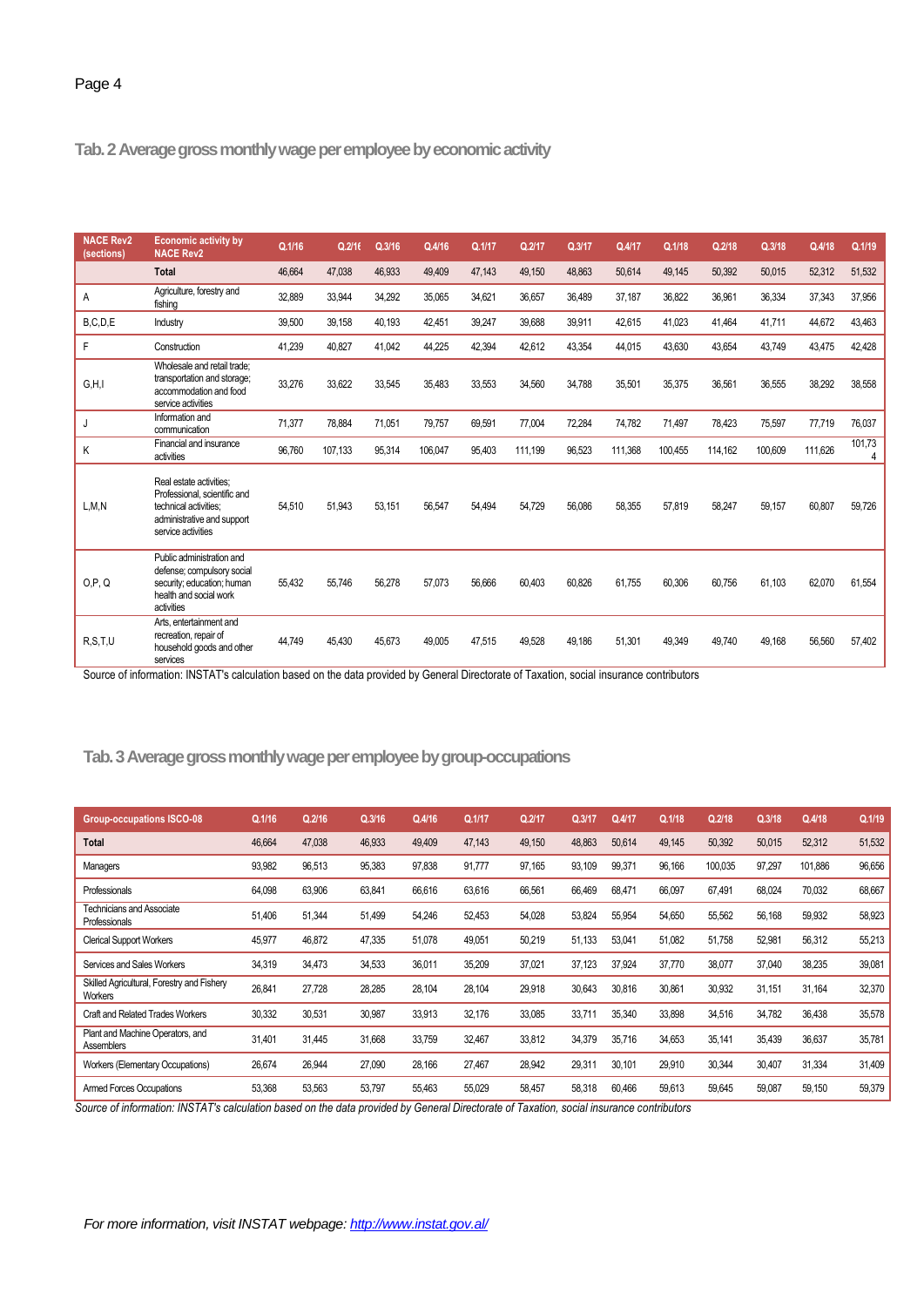## Tab. 2 Average gross monthly wage per employee by economic activity

| NACE Rev2 (sections) | Economic activity by NACE Rev2 | Q.1/16 | Q.2/16 | Q.3/16 | Q.4/16 | Q.1/17 | Q.2/17 | Q.3/17 | Q.4/17 | Q.1/18 | Q.2/18 | Q.3/18 | Q.4/18 | Q.1/19 |
|---|---|---|---|---|---|---|---|---|---|---|---|---|---|---|
| | **Total** | 46,664 | 47,038 | 46,933 | 49,409 | 47,143 | 49,150 | 48,863 | 50,614 | 49,145 | 50,392 | 50,015 | 52,312 | 51,532 |
| A | Agriculture, forestry and fishing | 32,889 | 33,944 | 34,292 | 35,065 | 34,621 | 36,657 | 36,489 | 37,187 | 36,822 | 36,961 | 36,334 | 37,343 | 37,956 |
| B,C,D,E | Industry | 39,500 | 39,158 | 40,193 | 42,451 | 39,247 | 39,688 | 39,911 | 42,615 | 41,023 | 41,464 | 41,711 | 44,672 | 43,463 |
| F | Construction | 41,239 | 40,827 | 41,042 | 44,225 | 42,394 | 42,612 | 43,354 | 44,015 | 43,630 | 43,654 | 43,749 | 43,475 | 42,428 |
| G,H,I | Wholesale and retail trade; transportation and storage; accommodation and food service activities | 33,276 | 33,622 | 33,545 | 35,483 | 33,553 | 34,560 | 34,788 | 35,501 | 35,375 | 36,561 | 36,555 | 38,292 | 38,558 |
| J | Information and communication | 71,377 | 78,884 | 71,051 | 79,757 | 69,591 | 77,004 | 72,284 | 74,782 | 71,497 | 78,423 | 75,597 | 77,719 | 76,037 |
| K | Financial and insurance activities | 96,760 | 107,133 | 95,314 | 106,047 | 95,403 | 111,199 | 96,523 | 111,368 | 100,455 | 114,162 | 100,609 | 111,626 | 101,734 |
| L,M,N | Real estate activities; Professional, scientific and technical activities; administrative and support service activities | 54,510 | 51,943 | 53,151 | 56,547 | 54,494 | 54,729 | 56,086 | 58,355 | 57,819 | 58,247 | 59,157 | 60,807 | 59,726 |
| O,P, Q | Public administration and defense; compulsory social security; education; human health and social work activities | 55,432 | 55,746 | 56,278 | 57,073 | 56,666 | 60,403 | 60,826 | 61,755 | 60,306 | 60,756 | 61,103 | 62,070 | 61,554 |
| R,S,T,U | Arts, entertainment and recreation, repair of household goods and other services | 44,749 | 45,430 | 45,673 | 49,005 | 47,515 | 49,528 | 49,186 | 51,301 | 49,349 | 49,740 | 49,168 | 56,560 | 57,402 |

Source of information: INSTAT's calculation based on the data provided by General Directorate of Taxation, social insurance contributors

## Tab. 3 Average gross monthly wage per employee by group-occupations

| Group-occupations ISCO-08 | Q.1/16 | Q.2/16 | Q.3/16 | Q.4/16 | Q.1/17 | Q.2/17 | Q.3/17 | Q.4/17 | Q.1/18 | Q.2/18 | Q.3/18 | Q.4/18 | Q.1/19 |
|---|---|---|---|---|---|---|---|---|---|---|---|---|---|
| **Total** | 46,664 | 47,038 | 46,933 | 49,409 | 47,143 | 49,150 | 48,863 | 50,614 | 49,145 | 50,392 | 50,015 | 52,312 | 51,532 |
| Managers | 93,982 | 96,513 | 95,383 | 97,838 | 91,777 | 97,165 | 93,109 | 99,371 | 96,166 | 100,035 | 97,297 | 101,886 | 96,656 |
| Professionals | 64,098 | 63,906 | 63,841 | 66,616 | 63,616 | 66,561 | 66,469 | 68,471 | 66,097 | 67,491 | 68,024 | 70,032 | 68,667 |
| Technicians and Associate Professionals | 51,406 | 51,344 | 51,499 | 54,246 | 52,453 | 54,028 | 53,824 | 55,954 | 54,650 | 55,562 | 56,168 | 59,932 | 58,923 |
| Clerical Support Workers | 45,977 | 46,872 | 47,335 | 51,078 | 49,051 | 50,219 | 51,133 | 53,041 | 51,082 | 51,758 | 52,981 | 56,312 | 55,213 |
| Services and Sales Workers | 34,319 | 34,473 | 34,533 | 36,011 | 35,209 | 37,021 | 37,123 | 37,924 | 37,770 | 38,077 | 37,040 | 38,235 | 39,081 |
| Skilled Agricultural, Forestry and Fishery Workers | 26,841 | 27,728 | 28,285 | 28,104 | 28,104 | 29,918 | 30,643 | 30,816 | 30,861 | 30,932 | 31,151 | 31,164 | 32,370 |
| Craft and Related Trades Workers | 30,332 | 30,531 | 30,987 | 33,913 | 32,176 | 33,085 | 33,711 | 35,340 | 33,898 | 34,516 | 34,782 | 36,438 | 35,578 |
| Plant and Machine Operators, and Assemblers | 31,401 | 31,445 | 31,668 | 33,759 | 32,467 | 33,812 | 34,379 | 35,716 | 34,653 | 35,141 | 35,439 | 36,637 | 35,781 |
| Workers (Elementary Occupations) | 26,674 | 26,944 | 27,090 | 28,166 | 27,467 | 28,942 | 29,311 | 30,101 | 29,910 | 30,344 | 30,407 | 31,334 | 31,409 |
| Armed Forces Occupations | 53,368 | 53,563 | 53,797 | 55,463 | 55,029 | 58,457 | 58,318 | 60,466 | 59,613 | 59,645 | 59,087 | 59,150 | 59,379 |

*Source of information: INSTAT's calculation based on the data provided by General Directorate of Taxation, social insurance contributors*

*For more information, visit INSTAT webpage: http://www.instat.gov.al/*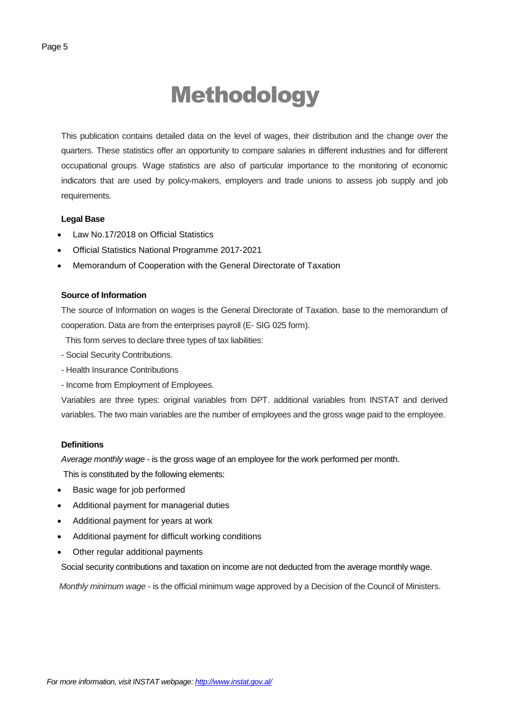# Methodology

This publication contains detailed data on the level of wages, their distribution and the change over the quarters. These statistics offer an opportunity to compare salaries in different industries and for different occupational groups. Wage statistics are also of particular importance to the monitoring of economic indicators that are used by policy-makers, employers and trade unions to assess job supply and job requirements.

**Legal Base**

- Law No.17/2018 on Official Statistics
- Official Statistics National Programme 2017-2021
- Memorandum of Cooperation with the General Directorate of Taxation

**Source of Information**

The source of Information on wages is the General Directorate of Taxation. base to the memorandum of cooperation. Data are from the enterprises payroll (E- SIG 025 form).

This form serves to declare three types of tax liabilities:

- Social Security Contributions.
- Health Insurance Contributions
- Income from Employment of Employees.

Variables are three types: original variables from DPT. additional variables from INSTAT and derived variables. The two main variables are the number of employees and the gross wage paid to the employee.

**Definitions**

*Average monthly wage* - is the gross wage of an employee for the work performed per month.

This is constituted by the following elements:

- Basic wage for job performed
- Additional payment for managerial duties
- Additional payment for years at work
- Additional payment for difficult working conditions
- Other regular additional payments

Social security contributions and taxation on income are not deducted from the average monthly wage.

*Monthly minimum wage* - is the official minimum wage approved by a Decision of the Council of Ministers.

*For more information, visit INSTAT webpage: [http://www.instat.gov.al/](http://www.instat.gov.al/)*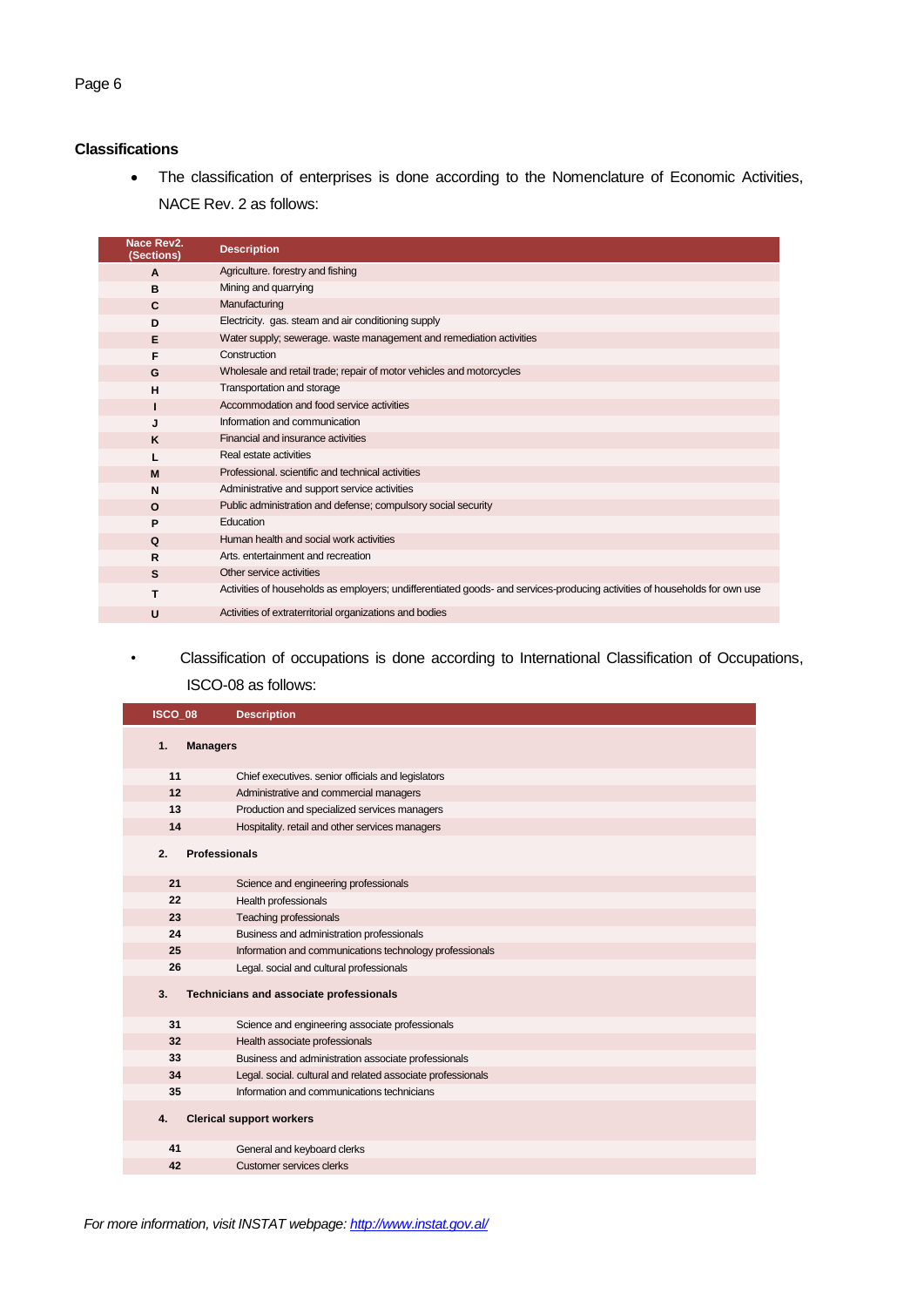## Classifications

- The classification of enterprises is done according to the Nomenclature of Economic Activities, NACE Rev. 2 as follows:

| Nace Rev2. (Sections) | Description |
|---|---|
| A | Agriculture. forestry and fishing |
| B | Mining and quarrying |
| C | Manufacturing |
| D | Electricity. gas. steam and air conditioning supply |
| E | Water supply; sewerage. waste management and remediation activities |
| F | Construction |
| G | Wholesale and retail trade; repair of motor vehicles and motorcycles |
| H | Transportation and storage |
| I | Accommodation and food service activities |
| J | Information and communication |
| K | Financial and insurance activities |
| L | Real estate activities |
| M | Professional. scientific and technical activities |
| N | Administrative and support service activities |
| O | Public administration and defense; compulsory social security |
| P | Education |
| Q | Human health and social work activities |
| R | Arts. entertainment and recreation |
| S | Other service activities |
| T | Activities of households as employers; undifferentiated goods- and services-producing activities of households for own use |
| U | Activities of extraterritorial organizations and bodies |

- Classification of occupations is done according to International Classification of Occupations, ISCO-08 as follows:

| ISCO_08 | Description |
|---|---|
| **1.** | **Managers** |
| 11 | Chief executives. senior officials and legislators |
| 12 | Administrative and commercial managers |
| 13 | Production and specialized services managers |
| 14 | Hospitality. retail and other services managers |
| **2.** | **Professionals** |
| 21 | Science and engineering professionals |
| 22 | Health professionals |
| 23 | Teaching professionals |
| 24 | Business and administration professionals |
| 25 | Information and communications technology professionals |
| 26 | Legal. social and cultural professionals |
| **3.** | **Technicians and associate professionals** |
| 31 | Science and engineering associate professionals |
| 32 | Health associate professionals |
| 33 | Business and administration associate professionals |
| 34 | Legal. social. cultural and related associate professionals |
| 35 | Information and communications technicians |
| **4.** | **Clerical support workers** |
| 41 | General and keyboard clerks |
| 42 | Customer services clerks |

*For more information, visit INSTAT webpage: [http://www.instat.gov.al/](http://www.instat.gov.al/)*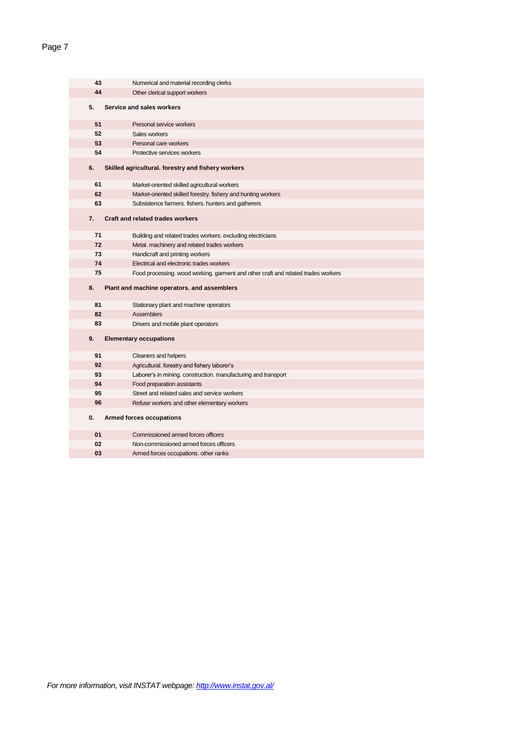| | |
|---|---|
| **43** | Numerical and material recording clerks |
| **44** | Other clerical support workers |
| **5.** | **Service and sales workers** |
| **51** | Personal service workers |
| **52** | Sales workers |
| **53** | Personal care workers |
| **54** | Protective services workers |
| **6.** | **Skilled agricultural. forestry and fishery workers** |
| **61** | Market-oriented skilled agricultural workers |
| **62** | Market-oriented skilled forestry. fishery and hunting workers |
| **63** | Subsistence farmers. fishers. hunters and gatherers |
| **7.** | **Craft and related trades workers** |
| **71** | Building and related trades workers. excluding electricians |
| **72** | Metal. machinery and related trades workers |
| **73** | Handicraft and printing workers |
| **74** | Electrical and electronic trades workers |
| **75** | Food processing. wood working. garment and other craft and related trades workers |
| **8.** | **Plant and machine operators. and assemblers** |
| **81** | Stationary plant and machine operators |
| **82** | Assemblers |
| **83** | Drivers and mobile plant operators |
| **9.** | **Elementary occupations** |
| **91** | Cleaners and helpers |
| **92** | Agricultural. forestry and fishery laborer's |
| **93** | Laborer's in mining. construction. manufacturing and transport |
| **94** | Food preparation assistants |
| **95** | Street and related sales and service workers |
| **96** | Refuse workers and other elementary workers |
| **0.** | **Armed forces occupations** |
| **01** | Commissioned armed forces officers |
| **02** | Non-commissioned armed forces officers |
| **03** | Armed forces occupations. other ranks |

*For more information, visit INSTAT webpage: [http://www.instat.gov.al/](http://www.instat.gov.al/)*